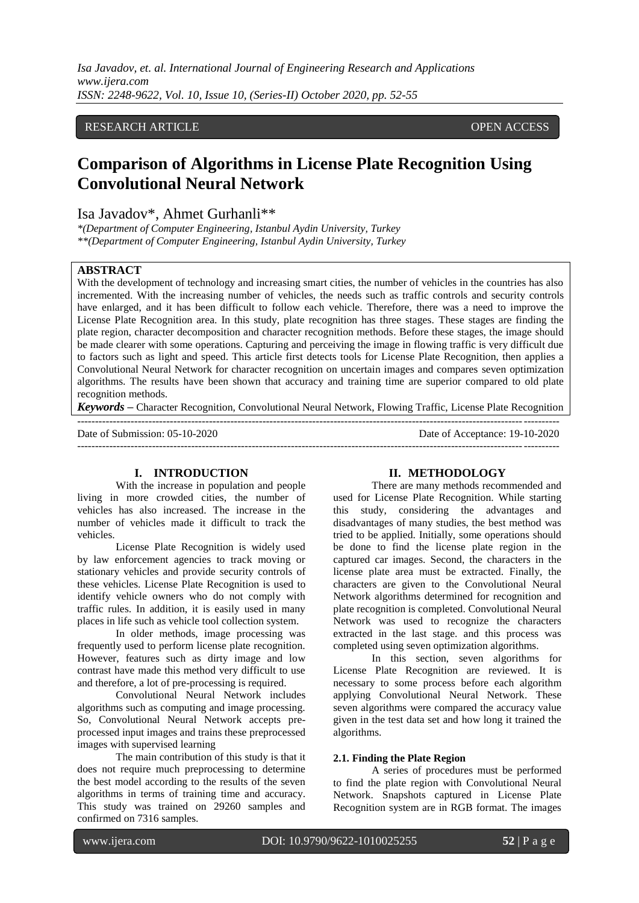RESEARCH ARTICLE OPEN ACCESS

# Comparison of Algorithms in License Plate Recognition Using Convolutional Neural Network

Isa Javadov*, Ahmet Gurhanli**

*\*(Department of Computer Engineering, Istanbul Aydin University, Turkey*
*\*\*(Department of Computer Engineering, Istanbul Aydin University, Turkey*

## ABSTRACT

With the development of technology and increasing smart cities, the number of vehicles in the countries has also incremented. With the increasing number of vehicles, the needs such as traffic controls and security controls have enlarged, and it has been difficult to follow each vehicle. Therefore, there was a need to improve the License Plate Recognition area. In this study, plate recognition has three stages. These stages are finding the plate region, character decomposition and character recognition methods. Before these stages, the image should be made clearer with some operations. Capturing and perceiving the image in flowing traffic is very difficult due to factors such as light and speed. This article first detects tools for License Plate Recognition, then applies a Convolutional Neural Network for character recognition on uncertain images and compares seven optimization algorithms. The results have been shown that accuracy and training time are superior compared to old plate recognition methods.

***Keywords*** – Character Recognition, Convolutional Neural Network, Flowing Traffic, License Plate Recognition

Date of Submission: 05-10-2020 Date of Acceptance: 19-10-2020

## I. INTRODUCTION

With the increase in population and people living in more crowded cities, the number of vehicles has also increased. The increase in the number of vehicles made it difficult to track the vehicles.

License Plate Recognition is widely used by law enforcement agencies to track moving or stationary vehicles and provide security controls of these vehicles. License Plate Recognition is used to identify vehicle owners who do not comply with traffic rules. In addition, it is easily used in many places in life such as vehicle tool collection system.

In older methods, image processing was frequently used to perform license plate recognition. However, features such as dirty image and low contrast have made this method very difficult to use and therefore, a lot of pre-processing is required.

Convolutional Neural Network includes algorithms such as computing and image processing. So, Convolutional Neural Network accepts pre-processed input images and trains these preprocessed images with supervised learning

The main contribution of this study is that it does not require much preprocessing to determine the best model according to the results of the seven algorithms in terms of training time and accuracy. This study was trained on 29260 samples and confirmed on 7316 samples.

## II. METHODOLOGY

There are many methods recommended and used for License Plate Recognition. While starting this study, considering the advantages and disadvantages of many studies, the best method was tried to be applied. Initially, some operations should be done to find the license plate region in the captured car images. Second, the characters in the license plate area must be extracted. Finally, the characters are given to the Convolutional Neural Network algorithms determined for recognition and plate recognition is completed. Convolutional Neural Network was used to recognize the characters extracted in the last stage. and this process was completed using seven optimization algorithms.

In this section, seven algorithms for License Plate Recognition are reviewed. It is necessary to some process before each algorithm applying Convolutional Neural Network. These seven algorithms were compared the accuracy value given in the test data set and how long it trained the algorithms.

### 2.1. Finding the Plate Region

A series of procedures must be performed to find the plate region with Convolutional Neural Network. Snapshots captured in License Plate Recognition system are in RGB format. The images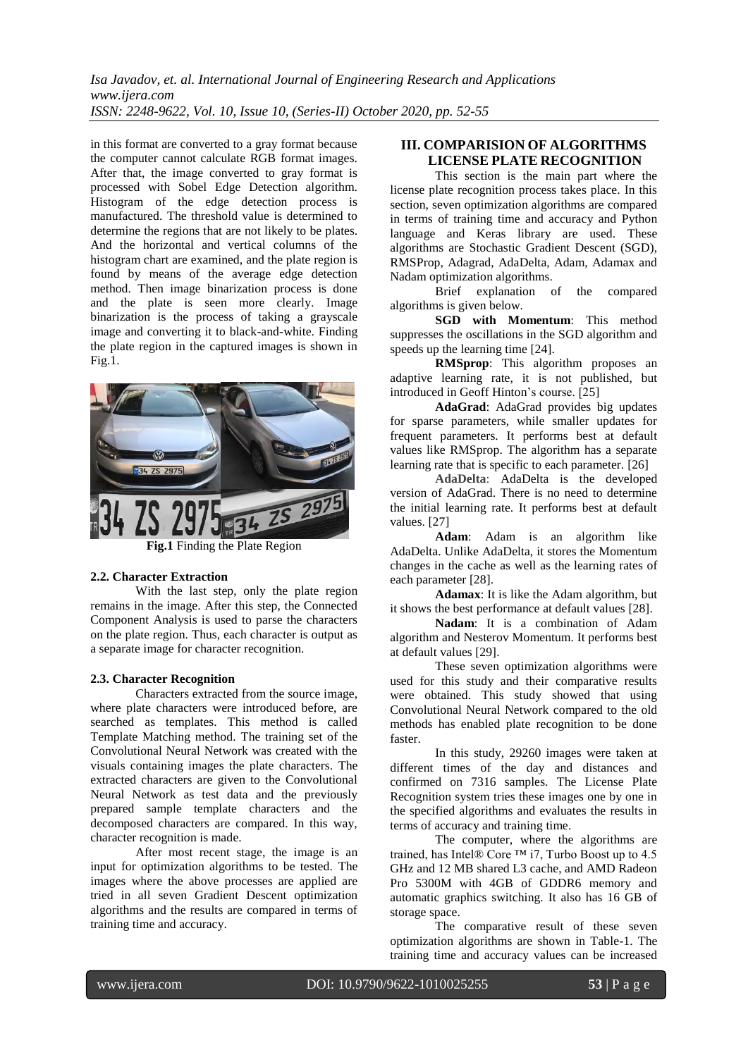in this format are converted to a gray format because the computer cannot calculate RGB format images. After that, the image converted to gray format is processed with Sobel Edge Detection algorithm. Histogram of the edge detection process is manufactured. The threshold value is determined to determine the regions that are not likely to be plates. And the horizontal and vertical columns of the histogram chart are examined, and the plate region is found by means of the average edge detection method. Then image binarization process is done and the plate is seen more clearly. Image binarization is the process of taking a grayscale image and converting it to black-and-white. Finding the plate region in the captured images is shown in Fig.1.

**Fig.1** Finding the Plate Region

### 2.2. Character Extraction

With the last step, only the plate region remains in the image. After this step, the Connected Component Analysis is used to parse the characters on the plate region. Thus, each character is output as a separate image for character recognition.

### 2.3. Character Recognition

Characters extracted from the source image, where plate characters were introduced before, are searched as templates. This method is called Template Matching method. The training set of the Convolutional Neural Network was created with the visuals containing images the plate characters. The extracted characters are given to the Convolutional Neural Network as test data and the previously prepared sample template characters and the decomposed characters are compared. In this way, character recognition is made.

After most recent stage, the image is an input for optimization algorithms to be tested. The images where the above processes are applied are tried in all seven Gradient Descent optimization algorithms and the results are compared in terms of training time and accuracy.

## III. COMPARISION OF ALGORITHMS LICENSE PLATE RECOGNITION

This section is the main part where the license plate recognition process takes place. In this section, seven optimization algorithms are compared in terms of training time and accuracy and Python language and Keras library are used. These algorithms are Stochastic Gradient Descent (SGD), RMSProp, Adagrad, AdaDelta, Adam, Adamax and Nadam optimization algorithms.

Brief explanation of the compared algorithms is given below.

**SGD with Momentum**: This method suppresses the oscillations in the SGD algorithm and speeds up the learning time [24].

**RMSprop**: This algorithm proposes an adaptive learning rate, it is not published, but introduced in Geoff Hinton's course. [25]

**AdaGrad**: AdaGrad provides big updates for sparse parameters, while smaller updates for frequent parameters. It performs best at default values like RMSprop. The algorithm has a separate learning rate that is specific to each parameter. [26]

**AdaDelta**: AdaDelta is the developed version of AdaGrad. There is no need to determine the initial learning rate. It performs best at default values. [27]

**Adam**: Adam is an algorithm like AdaDelta. Unlike AdaDelta, it stores the Momentum changes in the cache as well as the learning rates of each parameter [28].

**Adamax**: It is like the Adam algorithm, but it shows the best performance at default values [28].

**Nadam**: It is a combination of Adam algorithm and Nesterov Momentum. It performs best at default values [29].

These seven optimization algorithms were used for this study and their comparative results were obtained. This study showed that using Convolutional Neural Network compared to the old methods has enabled plate recognition to be done faster.

In this study, 29260 images were taken at different times of the day and distances and confirmed on 7316 samples. The License Plate Recognition system tries these images one by one in the specified algorithms and evaluates the results in terms of accuracy and training time.

The computer, where the algorithms are trained, has Intel® Core ™ i7, Turbo Boost up to 4.5 GHz and 12 MB shared L3 cache, and AMD Radeon Pro 5300M with 4GB of GDDR6 memory and automatic graphics switching. It also has 16 GB of storage space.

The comparative result of these seven optimization algorithms are shown in Table-1. The training time and accuracy values can be increased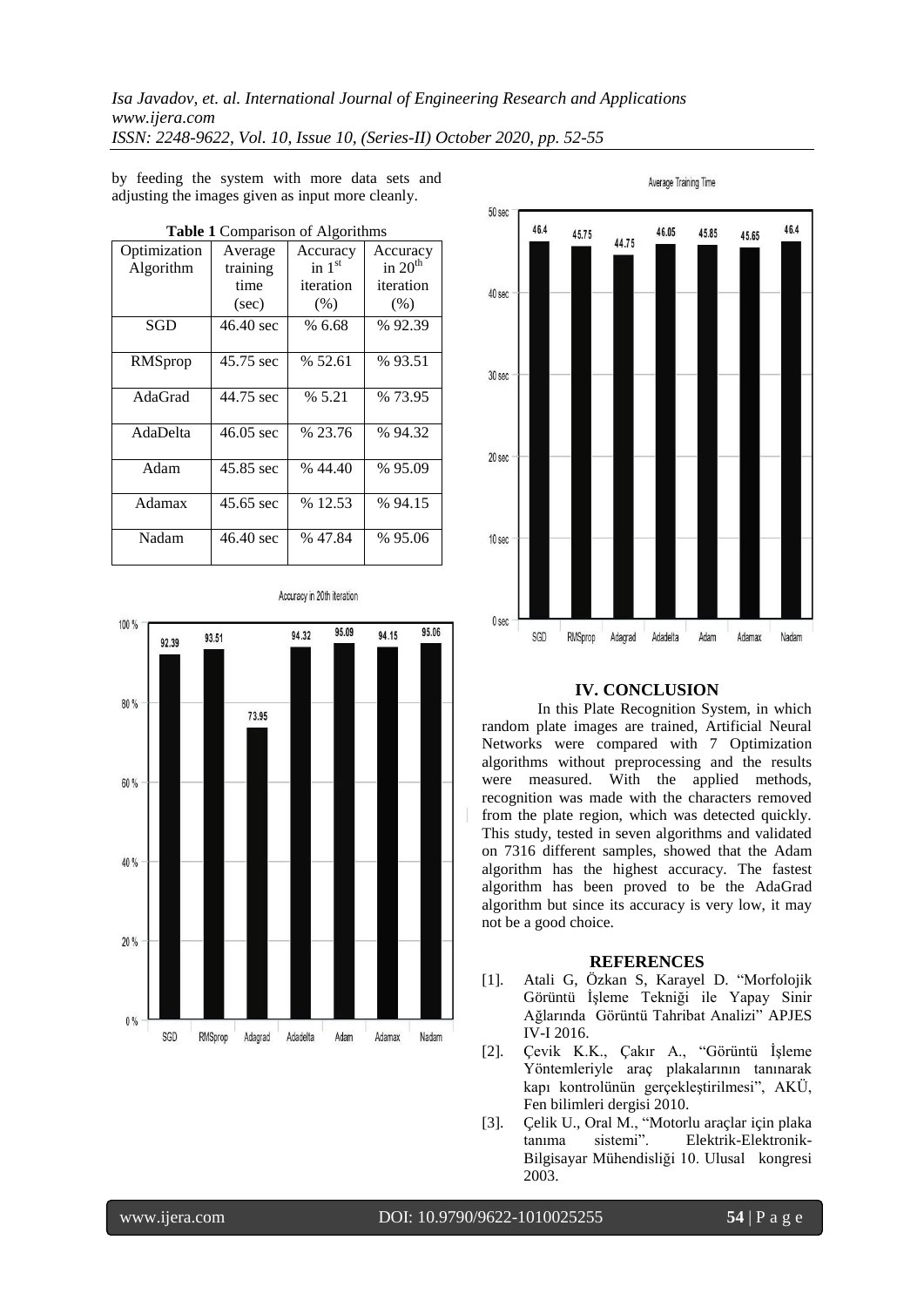by feeding the system with more data sets and adjusting the images given as input more cleanly.

**Table 1** Comparison of Algorithms

| Optimization Algorithm | Average training time (sec) | Accuracy in $1^{st}$ iteration (%) | Accuracy in $20^{th}$ iteration (%) |
|---|---|---|---|
| SGD | 46.40 sec | % 6.68 | % 92.39 |
| RMSprop | 45.75 sec | % 52.61 | % 93.51 |
| AdaGrad | 44.75 sec | % 5.21 | % 73.95 |
| AdaDelta | 46.05 sec | % 23.76 | % 94.32 |
| Adam | 45.85 sec | % 44.40 | % 95.09 |
| Adamax | 45.65 sec | % 12.53 | % 94.15 |
| Nadam | 46.40 sec | % 47.84 | % 95.06 |

Accuracy in 20th iteration

| SGD | RMSprop | Adagrad | Adadelta | Adam | Adamax | Nadam |
|---|---|---|---|---|---|---|
| 92.39 | 93.51 | 73.95 | 94.32 | 95.09 | 94.15 | 95.06 |

Average Training Time

| SGD | RMSprop | Adagrad | Adadelta | Adam | Adamax | Nadam |
|---|---|---|---|---|---|---|
| 46.4 | 45.75 | 44.75 | 46.05 | 45.85 | 45.65 | 46.4 |

## IV. CONCLUSION

In this Plate Recognition System, in which random plate images are trained, Artificial Neural Networks were compared with 7 Optimization algorithms without preprocessing and the results were measured. With the applied methods, recognition was made with the characters removed from the plate region, which was detected quickly. This study, tested in seven algorithms and validated on 7316 different samples, showed that the Adam algorithm has the highest accuracy. The fastest algorithm has been proved to be the AdaGrad algorithm but since its accuracy is very low, it may not be a good choice.

## REFERENCES

[1]. Atali G, Özkan S, Karayel D. "Morfolojik Görüntü İşleme Tekniği ile Yapay Sinir Ağlarında Görüntü Tahribat Analizi" APJES IV-I 2016.

[2]. Çevik K.K., Çakır A., "Görüntü İşleme Yöntemleriyle araç plakalarının tanınarak kapı kontrolünün gerçekleştirilmesi", AKÜ, Fen bilimleri dergisi 2010.

[3]. Çelik U., Oral M., "Motorlu araçlar için plaka tanıma sistemi". Elektrik-Elektronik-Bilgisayar Mühendisliği 10. Ulusal kongresi 2003.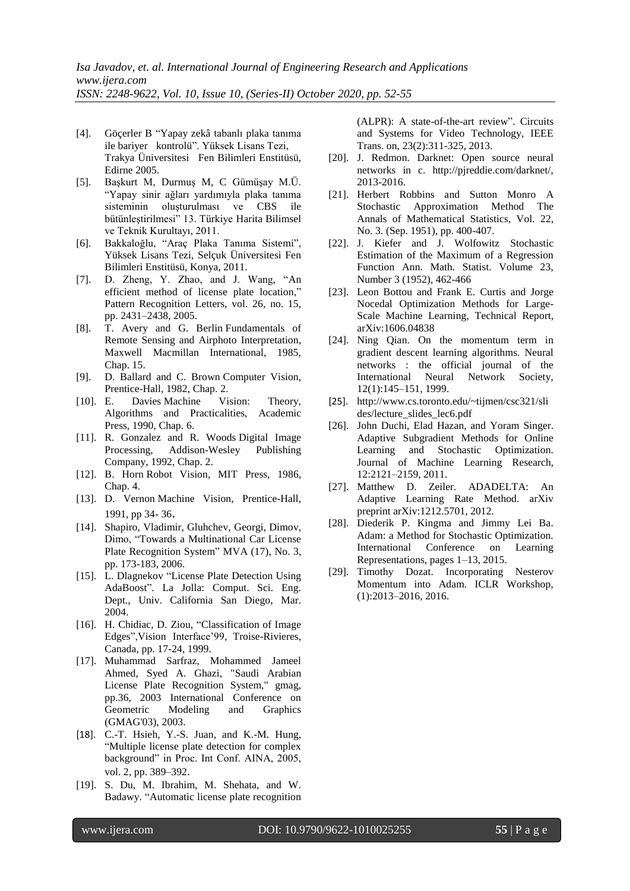[4]. Göçerler B "Yapay zekâ tabanlı plaka tanıma ile bariyer kontrolü". Yüksek Lisans Tezi, Trakya Üniversitesi Fen Bilimleri Enstitüsü, Edirne 2005.

[5]. Başkurt M, Durmuş M, C Gümüşay M.Ü. "Yapay sinir ağları yardımıyla plaka tanıma sisteminin oluşturulması ve CBS ile bütünleştirilmesi" 13. Türkiye Harita Bilimsel ve Teknik Kurultayı, 2011.

[6]. Bakkaloğlu, "Araç Plaka Tanıma Sistemi", Yüksek Lisans Tezi, Selçuk Üniversitesi Fen Bilimleri Enstitüsü, Konya, 2011.

[7]. D. Zheng, Y. Zhao, and J. Wang, "An efficient method of license plate location," Pattern Recognition Letters, vol. 26, no. 15, pp. 2431–2438, 2005.

[8]. T. Avery and G. Berlin Fundamentals of Remote Sensing and Airphoto Interpretation, Maxwell Macmillan International, 1985, Chap. 15.

[9]. D. Ballard and C. Brown Computer Vision, Prentice-Hall, 1982, Chap. 2.

[10]. E. Davies Machine Vision: Theory, Algorithms and Practicalities, Academic Press, 1990, Chap. 6.

[11]. R. Gonzalez and R. Woods Digital Image Processing, Addison-Wesley Publishing Company, 1992, Chap. 2.

[12]. B. Horn Robot Vision, MIT Press, 1986, Chap. 4.

[13]. D. Vernon Machine Vision, Prentice-Hall, 1991, pp 34- 36.

[14]. Shapiro, Vladimir, Gluhchev, Georgi, Dimov, Dimo, "Towards a Multinational Car License Plate Recognition System" MVA (17), No. 3, pp. 173-183, 2006.

[15]. L. Dlagnekov "License Plate Detection Using AdaBoost". La Jolla: Comput. Sci. Eng. Dept., Univ. California San Diego, Mar. 2004.

[16]. H. Chidiac, D. Ziou, "Classification of Image Edges",Vision Interface'99, Troise-Rivieres, Canada, pp. 17-24, 1999.

[17]. Muhammad Sarfraz, Mohammed Jameel Ahmed, Syed A. Ghazi, "Saudi Arabian License Plate Recognition System," gmag, pp.36, 2003 International Conference on Geometric Modeling and Graphics (GMAG'03), 2003.

[18]. C.-T. Hsieh, Y.-S. Juan, and K.-M. Hung, "Multiple license plate detection for complex background" in Proc. Int Conf. AINA, 2005, vol. 2, pp. 389–392.

[19]. S. Du, M. Ibrahim, M. Shehata, and W. Badawy. "Automatic license plate recognition (ALPR): A state-of-the-art review". Circuits and Systems for Video Technology, IEEE Trans. on, 23(2):311-325, 2013.

[20]. J. Redmon. Darknet: Open source neural networks in c. http://pjreddie.com/darknet/, 2013-2016.

[21]. Herbert Robbins and Sutton Monro A Stochastic Approximation Method The Annals of Mathematical Statistics, Vol. 22, No. 3. (Sep. 1951), pp. 400-407.

[22]. J. Kiefer and J. Wolfowitz Stochastic Estimation of the Maximum of a Regression Function Ann. Math. Statist. Volume 23, Number 3 (1952), 462-466

[23]. Leon Bottou and Frank E. Curtis and Jorge Nocedal Optimization Methods for Large-Scale Machine Learning, Technical Report, arXiv:1606.04838

[24]. Ning Qian. On the momentum term in gradient descent learning algorithms. Neural networks : the official journal of the International Neural Network Society, 12(1):145–151, 1999.

[25]. http://www.cs.toronto.edu/~tijmen/csc321/slides/lecture_slides_lec6.pdf

[26]. John Duchi, Elad Hazan, and Yoram Singer. Adaptive Subgradient Methods for Online Learning and Stochastic Optimization. Journal of Machine Learning Research, 12:2121–2159, 2011.

[27]. Matthew D. Zeiler. ADADELTA: An Adaptive Learning Rate Method. arXiv preprint arXiv:1212.5701, 2012.

[28]. Diederik P. Kingma and Jimmy Lei Ba. Adam: a Method for Stochastic Optimization. International Conference on Learning Representations, pages 1–13, 2015.

[29]. Timothy Dozat. Incorporating Nesterov Momentum into Adam. ICLR Workshop, (1):2013–2016, 2016.